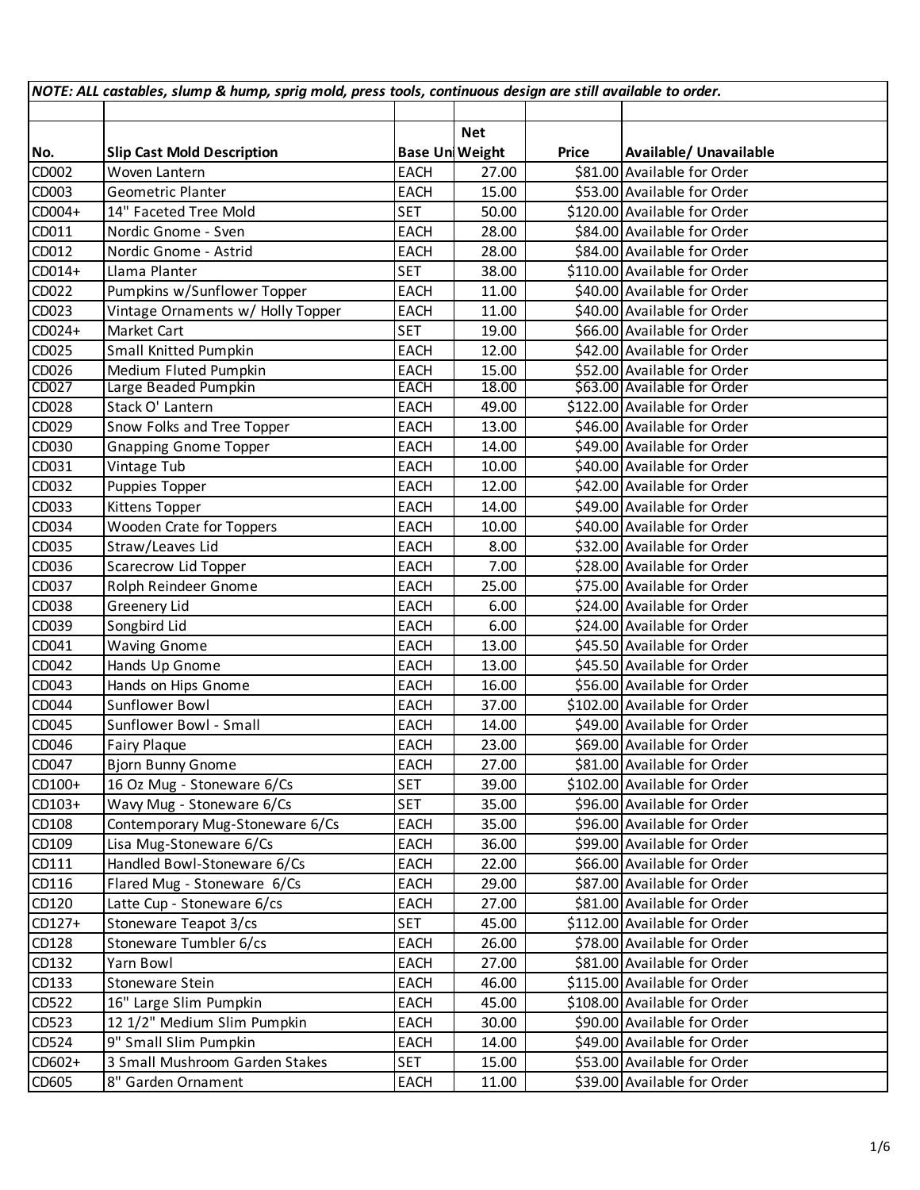*NOTE: ALL castables, slump & hump, sprig mold, press tools, continuous design are still available to order.*

| No. | Slip Cast Mold Description | Base Uni | Net Weight | Price | Available/ Unavailable |
|---|---|---|---|---|---|
| CD002 | Woven Lantern | EACH | 27.00 | $81.00 | Available for Order |
| CD003 | Geometric Planter | EACH | 15.00 | $53.00 | Available for Order |
| CD004+ | 14" Faceted Tree Mold | SET | 50.00 | $120.00 | Available for Order |
| CD011 | Nordic Gnome - Sven | EACH | 28.00 | $84.00 | Available for Order |
| CD012 | Nordic Gnome - Astrid | EACH | 28.00 | $84.00 | Available for Order |
| CD014+ | Llama Planter | SET | 38.00 | $110.00 | Available for Order |
| CD022 | Pumpkins w/Sunflower Topper | EACH | 11.00 | $40.00 | Available for Order |
| CD023 | Vintage Ornaments w/ Holly Topper | EACH | 11.00 | $40.00 | Available for Order |
| CD024+ | Market Cart | SET | 19.00 | $66.00 | Available for Order |
| CD025 | Small Knitted Pumpkin | EACH | 12.00 | $42.00 | Available for Order |
| CD026 | Medium Fluted Pumpkin | EACH | 15.00 | $52.00 | Available for Order |
| CD027 | Large Beaded Pumpkin | EACH | 18.00 | $63.00 | Available for Order |
| CD028 | Stack O' Lantern | EACH | 49.00 | $122.00 | Available for Order |
| CD029 | Snow Folks and Tree Topper | EACH | 13.00 | $46.00 | Available for Order |
| CD030 | Gnapping Gnome Topper | EACH | 14.00 | $49.00 | Available for Order |
| CD031 | Vintage Tub | EACH | 10.00 | $40.00 | Available for Order |
| CD032 | Puppies Topper | EACH | 12.00 | $42.00 | Available for Order |
| CD033 | Kittens Topper | EACH | 14.00 | $49.00 | Available for Order |
| CD034 | Wooden Crate for Toppers | EACH | 10.00 | $40.00 | Available for Order |
| CD035 | Straw/Leaves Lid | EACH | 8.00 | $32.00 | Available for Order |
| CD036 | Scarecrow Lid Topper | EACH | 7.00 | $28.00 | Available for Order |
| CD037 | Rolph Reindeer Gnome | EACH | 25.00 | $75.00 | Available for Order |
| CD038 | Greenery Lid | EACH | 6.00 | $24.00 | Available for Order |
| CD039 | Songbird Lid | EACH | 6.00 | $24.00 | Available for Order |
| CD041 | Waving Gnome | EACH | 13.00 | $45.50 | Available for Order |
| CD042 | Hands Up Gnome | EACH | 13.00 | $45.50 | Available for Order |
| CD043 | Hands on Hips Gnome | EACH | 16.00 | $56.00 | Available for Order |
| CD044 | Sunflower Bowl | EACH | 37.00 | $102.00 | Available for Order |
| CD045 | Sunflower Bowl - Small | EACH | 14.00 | $49.00 | Available for Order |
| CD046 | Fairy Plaque | EACH | 23.00 | $69.00 | Available for Order |
| CD047 | Bjorn Bunny Gnome | EACH | 27.00 | $81.00 | Available for Order |
| CD100+ | 16 Oz Mug - Stoneware 6/Cs | SET | 39.00 | $102.00 | Available for Order |
| CD103+ | Wavy Mug - Stoneware 6/Cs | SET | 35.00 | $96.00 | Available for Order |
| CD108 | Contemporary Mug-Stoneware 6/Cs | EACH | 35.00 | $96.00 | Available for Order |
| CD109 | Lisa Mug-Stoneware 6/Cs | EACH | 36.00 | $99.00 | Available for Order |
| CD111 | Handled Bowl-Stoneware 6/Cs | EACH | 22.00 | $66.00 | Available for Order |
| CD116 | Flared Mug - Stoneware 6/Cs | EACH | 29.00 | $87.00 | Available for Order |
| CD120 | Latte Cup - Stoneware 6/cs | EACH | 27.00 | $81.00 | Available for Order |
| CD127+ | Stoneware Teapot 3/cs | SET | 45.00 | $112.00 | Available for Order |
| CD128 | Stoneware Tumbler 6/cs | EACH | 26.00 | $78.00 | Available for Order |
| CD132 | Yarn Bowl | EACH | 27.00 | $81.00 | Available for Order |
| CD133 | Stoneware Stein | EACH | 46.00 | $115.00 | Available for Order |
| CD522 | 16" Large Slim Pumpkin | EACH | 45.00 | $108.00 | Available for Order |
| CD523 | 12 1/2" Medium Slim Pumpkin | EACH | 30.00 | $90.00 | Available for Order |
| CD524 | 9" Small Slim Pumpkin | EACH | 14.00 | $49.00 | Available for Order |
| CD602+ | 3 Small Mushroom Garden Stakes | SET | 15.00 | $53.00 | Available for Order |
| CD605 | 8" Garden Ornament | EACH | 11.00 | $39.00 | Available for Order |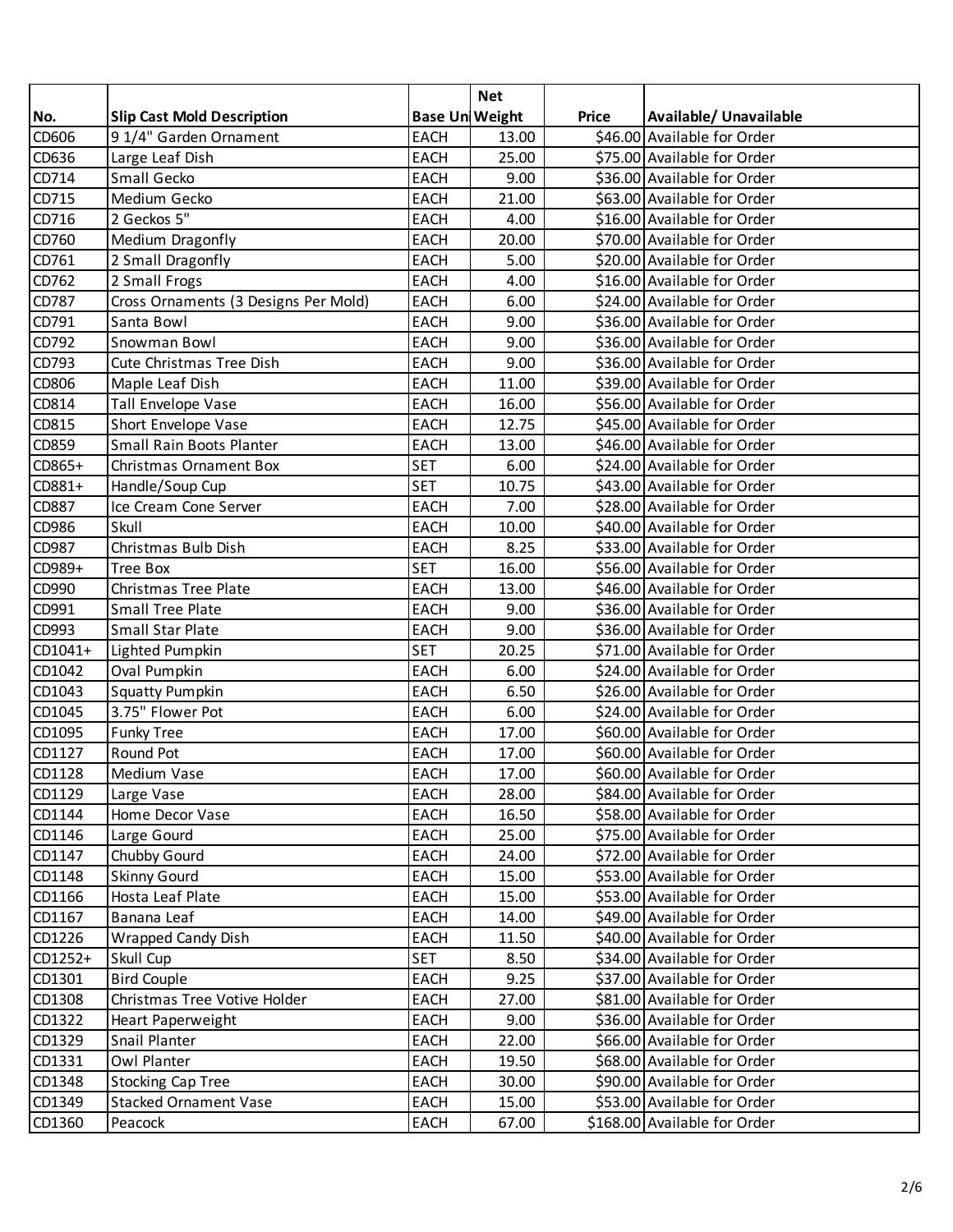| No. | Slip Cast Mold Description | Base Un | Net Weight | Price | Available/ Unavailable |
|---|---|---|---|---|---|
| CD606 | 9 1/4" Garden Ornament | EACH | 13.00 | $46.00 | Available for Order |
| CD636 | Large Leaf Dish | EACH | 25.00 | $75.00 | Available for Order |
| CD714 | Small Gecko | EACH | 9.00 | $36.00 | Available for Order |
| CD715 | Medium Gecko | EACH | 21.00 | $63.00 | Available for Order |
| CD716 | 2 Geckos 5" | EACH | 4.00 | $16.00 | Available for Order |
| CD760 | Medium Dragonfly | EACH | 20.00 | $70.00 | Available for Order |
| CD761 | 2 Small Dragonfly | EACH | 5.00 | $20.00 | Available for Order |
| CD762 | 2 Small Frogs | EACH | 4.00 | $16.00 | Available for Order |
| CD787 | Cross Ornaments (3 Designs Per Mold) | EACH | 6.00 | $24.00 | Available for Order |
| CD791 | Santa Bowl | EACH | 9.00 | $36.00 | Available for Order |
| CD792 | Snowman Bowl | EACH | 9.00 | $36.00 | Available for Order |
| CD793 | Cute Christmas Tree Dish | EACH | 9.00 | $36.00 | Available for Order |
| CD806 | Maple Leaf Dish | EACH | 11.00 | $39.00 | Available for Order |
| CD814 | Tall Envelope Vase | EACH | 16.00 | $56.00 | Available for Order |
| CD815 | Short Envelope Vase | EACH | 12.75 | $45.00 | Available for Order |
| CD859 | Small Rain Boots Planter | EACH | 13.00 | $46.00 | Available for Order |
| CD865+ | Christmas Ornament Box | SET | 6.00 | $24.00 | Available for Order |
| CD881+ | Handle/Soup Cup | SET | 10.75 | $43.00 | Available for Order |
| CD887 | Ice Cream Cone Server | EACH | 7.00 | $28.00 | Available for Order |
| CD986 | Skull | EACH | 10.00 | $40.00 | Available for Order |
| CD987 | Christmas Bulb Dish | EACH | 8.25 | $33.00 | Available for Order |
| CD989+ | Tree Box | SET | 16.00 | $56.00 | Available for Order |
| CD990 | Christmas Tree Plate | EACH | 13.00 | $46.00 | Available for Order |
| CD991 | Small Tree Plate | EACH | 9.00 | $36.00 | Available for Order |
| CD993 | Small Star Plate | EACH | 9.00 | $36.00 | Available for Order |
| CD1041+ | Lighted Pumpkin | SET | 20.25 | $71.00 | Available for Order |
| CD1042 | Oval Pumpkin | EACH | 6.00 | $24.00 | Available for Order |
| CD1043 | Squatty Pumpkin | EACH | 6.50 | $26.00 | Available for Order |
| CD1045 | 3.75" Flower Pot | EACH | 6.00 | $24.00 | Available for Order |
| CD1095 | Funky Tree | EACH | 17.00 | $60.00 | Available for Order |
| CD1127 | Round Pot | EACH | 17.00 | $60.00 | Available for Order |
| CD1128 | Medium Vase | EACH | 17.00 | $60.00 | Available for Order |
| CD1129 | Large Vase | EACH | 28.00 | $84.00 | Available for Order |
| CD1144 | Home Decor Vase | EACH | 16.50 | $58.00 | Available for Order |
| CD1146 | Large Gourd | EACH | 25.00 | $75.00 | Available for Order |
| CD1147 | Chubby Gourd | EACH | 24.00 | $72.00 | Available for Order |
| CD1148 | Skinny Gourd | EACH | 15.00 | $53.00 | Available for Order |
| CD1166 | Hosta Leaf Plate | EACH | 15.00 | $53.00 | Available for Order |
| CD1167 | Banana Leaf | EACH | 14.00 | $49.00 | Available for Order |
| CD1226 | Wrapped Candy Dish | EACH | 11.50 | $40.00 | Available for Order |
| CD1252+ | Skull Cup | SET | 8.50 | $34.00 | Available for Order |
| CD1301 | Bird Couple | EACH | 9.25 | $37.00 | Available for Order |
| CD1308 | Christmas Tree Votive Holder | EACH | 27.00 | $81.00 | Available for Order |
| CD1322 | Heart Paperweight | EACH | 9.00 | $36.00 | Available for Order |
| CD1329 | Snail Planter | EACH | 22.00 | $66.00 | Available for Order |
| CD1331 | Owl Planter | EACH | 19.50 | $68.00 | Available for Order |
| CD1348 | Stocking Cap Tree | EACH | 30.00 | $90.00 | Available for Order |
| CD1349 | Stacked Ornament Vase | EACH | 15.00 | $53.00 | Available for Order |
| CD1360 | Peacock | EACH | 67.00 | $168.00 | Available for Order |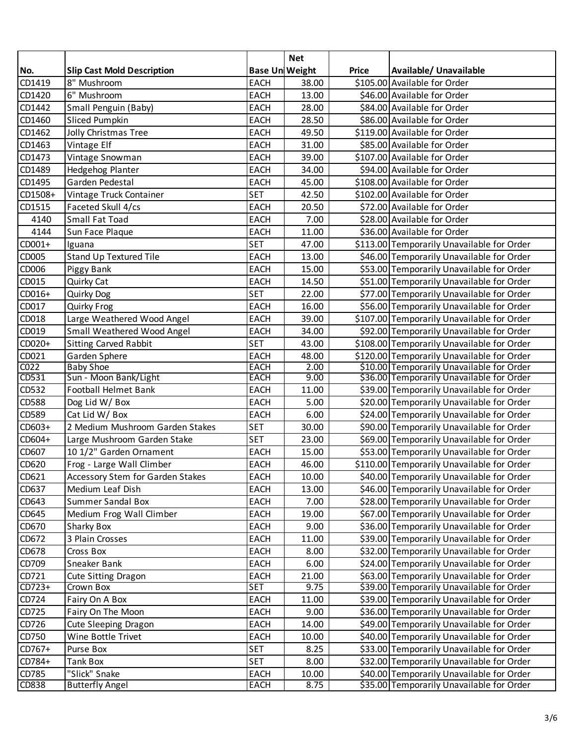| No. | Slip Cast Mold Description | Base Unit | Net Weight | Price | Available/ Unavailable |
|---|---|---|---|---|---|
| CD1419 | 8" Mushroom | EACH | 38.00 | $105.00 | Available for Order |
| CD1420 | 6" Mushroom | EACH | 13.00 | $46.00 | Available for Order |
| CD1442 | Small Penguin (Baby) | EACH | 28.00 | $84.00 | Available for Order |
| CD1460 | Sliced Pumpkin | EACH | 28.50 | $86.00 | Available for Order |
| CD1462 | Jolly Christmas Tree | EACH | 49.50 | $119.00 | Available for Order |
| CD1463 | Vintage Elf | EACH | 31.00 | $85.00 | Available for Order |
| CD1473 | Vintage Snowman | EACH | 39.00 | $107.00 | Available for Order |
| CD1489 | Hedgehog Planter | EACH | 34.00 | $94.00 | Available for Order |
| CD1495 | Garden Pedestal | EACH | 45.00 | $108.00 | Available for Order |
| CD1508+ | Vintage Truck Container | SET | 42.50 | $102.00 | Available for Order |
| CD1515 | Faceted Skull 4/cs | EACH | 20.50 | $72.00 | Available for Order |
| 4140 | Small Fat Toad | EACH | 7.00 | $28.00 | Available for Order |
| 4144 | Sun Face Plaque | EACH | 11.00 | $36.00 | Available for Order |
| CD001+ | Iguana | SET | 47.00 | $113.00 | Temporarily Unavailable for Order |
| CD005 | Stand Up Textured Tile | EACH | 13.00 | $46.00 | Temporarily Unavailable for Order |
| CD006 | Piggy Bank | EACH | 15.00 | $53.00 | Temporarily Unavailable for Order |
| CD015 | Quirky Cat | EACH | 14.50 | $51.00 | Temporarily Unavailable for Order |
| CD016+ | Quirky Dog | SET | 22.00 | $77.00 | Temporarily Unavailable for Order |
| CD017 | Quirky Frog | EACH | 16.00 | $56.00 | Temporarily Unavailable for Order |
| CD018 | Large Weathered Wood Angel | EACH | 39.00 | $107.00 | Temporarily Unavailable for Order |
| CD019 | Small Weathered Wood Angel | EACH | 34.00 | $92.00 | Temporarily Unavailable for Order |
| CD020+ | Sitting Carved Rabbit | SET | 43.00 | $108.00 | Temporarily Unavailable for Order |
| CD021 | Garden Sphere | EACH | 48.00 | $120.00 | Temporarily Unavailable for Order |
| C022 | Baby Shoe | EACH | 2.00 | $10.00 | Temporarily Unavailable for Order |
| CD531 | Sun - Moon Bank/Light | EACH | 9.00 | $36.00 | Temporarily Unavailable for Order |
| CD532 | Football Helmet Bank | EACH | 11.00 | $39.00 | Temporarily Unavailable for Order |
| CD588 | Dog Lid W/ Box | EACH | 5.00 | $20.00 | Temporarily Unavailable for Order |
| CD589 | Cat Lid W/ Box | EACH | 6.00 | $24.00 | Temporarily Unavailable for Order |
| CD603+ | 2 Medium Mushroom Garden Stakes | SET | 30.00 | $90.00 | Temporarily Unavailable for Order |
| CD604+ | Large Mushroom Garden Stake | SET | 23.00 | $69.00 | Temporarily Unavailable for Order |
| CD607 | 10 1/2" Garden Ornament | EACH | 15.00 | $53.00 | Temporarily Unavailable for Order |
| CD620 | Frog - Large Wall Climber | EACH | 46.00 | $110.00 | Temporarily Unavailable for Order |
| CD621 | Accessory Stem for Garden Stakes | EACH | 10.00 | $40.00 | Temporarily Unavailable for Order |
| CD637 | Medium Leaf Dish | EACH | 13.00 | $46.00 | Temporarily Unavailable for Order |
| CD643 | Summer Sandal Box | EACH | 7.00 | $28.00 | Temporarily Unavailable for Order |
| CD645 | Medium Frog Wall Climber | EACH | 19.00 | $67.00 | Temporarily Unavailable for Order |
| CD670 | Sharky Box | EACH | 9.00 | $36.00 | Temporarily Unavailable for Order |
| CD672 | 3 Plain Crosses | EACH | 11.00 | $39.00 | Temporarily Unavailable for Order |
| CD678 | Cross Box | EACH | 8.00 | $32.00 | Temporarily Unavailable for Order |
| CD709 | Sneaker Bank | EACH | 6.00 | $24.00 | Temporarily Unavailable for Order |
| CD721 | Cute Sitting Dragon | EACH | 21.00 | $63.00 | Temporarily Unavailable for Order |
| CD723+ | Crown Box | SET | 9.75 | $39.00 | Temporarily Unavailable for Order |
| CD724 | Fairy On A Box | EACH | 11.00 | $39.00 | Temporarily Unavailable for Order |
| CD725 | Fairy On The Moon | EACH | 9.00 | $36.00 | Temporarily Unavailable for Order |
| CD726 | Cute Sleeping Dragon | EACH | 14.00 | $49.00 | Temporarily Unavailable for Order |
| CD750 | Wine Bottle Trivet | EACH | 10.00 | $40.00 | Temporarily Unavailable for Order |
| CD767+ | Purse Box | SET | 8.25 | $33.00 | Temporarily Unavailable for Order |
| CD784+ | Tank Box | SET | 8.00 | $32.00 | Temporarily Unavailable for Order |
| CD785 | "Slick" Snake | EACH | 10.00 | $40.00 | Temporarily Unavailable for Order |
| CD838 | Butterfly Angel | EACH | 8.75 | $35.00 | Temporarily Unavailable for Order |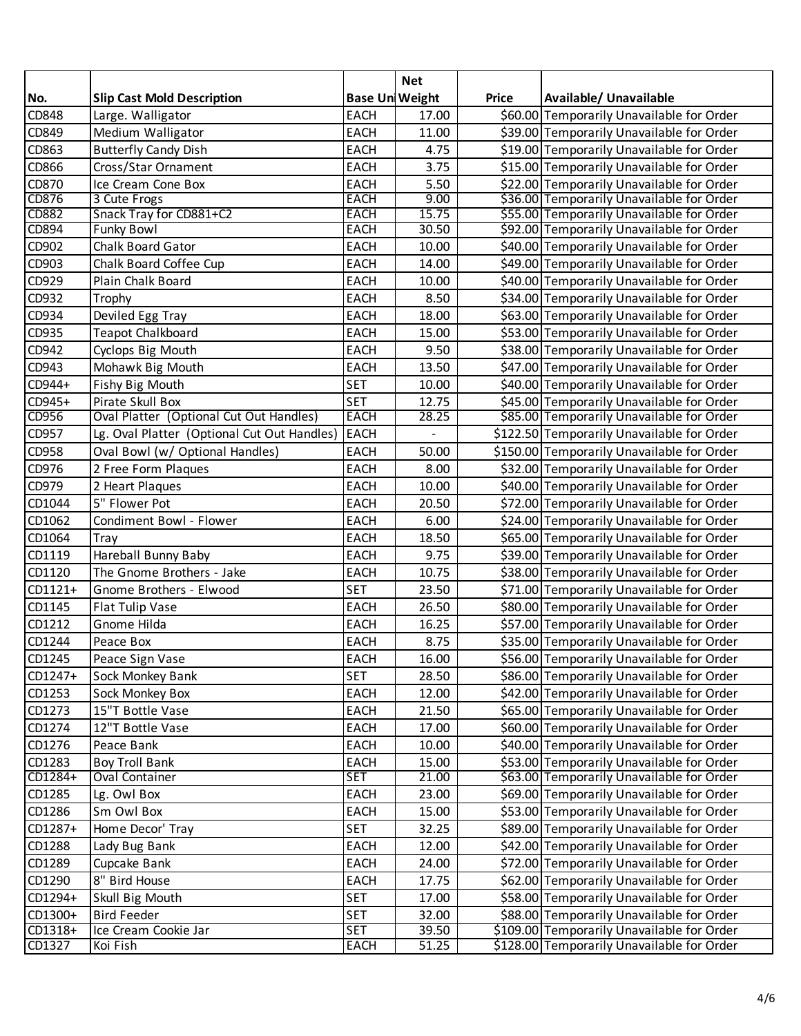| No. | Slip Cast Mold Description | Base Uni | Net Weight | Price | Available/ Unavailable |
|---|---|---|---|---|---|
| CD848 | Large. Walligator | EACH | 17.00 | $60.00 | Temporarily Unavailable for Order |
| CD849 | Medium Walligator | EACH | 11.00 | $39.00 | Temporarily Unavailable for Order |
| CD863 | Butterfly Candy Dish | EACH | 4.75 | $19.00 | Temporarily Unavailable for Order |
| CD866 | Cross/Star Ornament | EACH | 3.75 | $15.00 | Temporarily Unavailable for Order |
| CD870 | Ice Cream Cone Box | EACH | 5.50 | $22.00 | Temporarily Unavailable for Order |
| CD876 | 3 Cute Frogs | EACH | 9.00 | $36.00 | Temporarily Unavailable for Order |
| CD882 | Snack Tray for CD881+C2 | EACH | 15.75 | $55.00 | Temporarily Unavailable for Order |
| CD894 | Funky Bowl | EACH | 30.50 | $92.00 | Temporarily Unavailable for Order |
| CD902 | Chalk Board Gator | EACH | 10.00 | $40.00 | Temporarily Unavailable for Order |
| CD903 | Chalk Board Coffee Cup | EACH | 14.00 | $49.00 | Temporarily Unavailable for Order |
| CD929 | Plain Chalk Board | EACH | 10.00 | $40.00 | Temporarily Unavailable for Order |
| CD932 | Trophy | EACH | 8.50 | $34.00 | Temporarily Unavailable for Order |
| CD934 | Deviled Egg Tray | EACH | 18.00 | $63.00 | Temporarily Unavailable for Order |
| CD935 | Teapot Chalkboard | EACH | 15.00 | $53.00 | Temporarily Unavailable for Order |
| CD942 | Cyclops Big Mouth | EACH | 9.50 | $38.00 | Temporarily Unavailable for Order |
| CD943 | Mohawk Big Mouth | EACH | 13.50 | $47.00 | Temporarily Unavailable for Order |
| CD944+ | Fishy Big Mouth | SET | 10.00 | $40.00 | Temporarily Unavailable for Order |
| CD945+ | Pirate Skull Box | SET | 12.75 | $45.00 | Temporarily Unavailable for Order |
| CD956 | Oval Platter (Optional Cut Out Handles) | EACH | 28.25 | $85.00 | Temporarily Unavailable for Order |
| CD957 | Lg. Oval Platter (Optional Cut Out Handles) | EACH | - | $122.50 | Temporarily Unavailable for Order |
| CD958 | Oval Bowl (w/ Optional Handles) | EACH | 50.00 | $150.00 | Temporarily Unavailable for Order |
| CD976 | 2 Free Form Plaques | EACH | 8.00 | $32.00 | Temporarily Unavailable for Order |
| CD979 | 2 Heart Plaques | EACH | 10.00 | $40.00 | Temporarily Unavailable for Order |
| CD1044 | 5" Flower Pot | EACH | 20.50 | $72.00 | Temporarily Unavailable for Order |
| CD1062 | Condiment Bowl - Flower | EACH | 6.00 | $24.00 | Temporarily Unavailable for Order |
| CD1064 | Tray | EACH | 18.50 | $65.00 | Temporarily Unavailable for Order |
| CD1119 | Hareball Bunny Baby | EACH | 9.75 | $39.00 | Temporarily Unavailable for Order |
| CD1120 | The Gnome Brothers - Jake | EACH | 10.75 | $38.00 | Temporarily Unavailable for Order |
| CD1121+ | Gnome Brothers - Elwood | SET | 23.50 | $71.00 | Temporarily Unavailable for Order |
| CD1145 | Flat Tulip Vase | EACH | 26.50 | $80.00 | Temporarily Unavailable for Order |
| CD1212 | Gnome Hilda | EACH | 16.25 | $57.00 | Temporarily Unavailable for Order |
| CD1244 | Peace Box | EACH | 8.75 | $35.00 | Temporarily Unavailable for Order |
| CD1245 | Peace Sign Vase | EACH | 16.00 | $56.00 | Temporarily Unavailable for Order |
| CD1247+ | Sock Monkey Bank | SET | 28.50 | $86.00 | Temporarily Unavailable for Order |
| CD1253 | Sock Monkey Box | EACH | 12.00 | $42.00 | Temporarily Unavailable for Order |
| CD1273 | 15"T Bottle Vase | EACH | 21.50 | $65.00 | Temporarily Unavailable for Order |
| CD1274 | 12"T Bottle Vase | EACH | 17.00 | $60.00 | Temporarily Unavailable for Order |
| CD1276 | Peace Bank | EACH | 10.00 | $40.00 | Temporarily Unavailable for Order |
| CD1283 | Boy Troll Bank | EACH | 15.00 | $53.00 | Temporarily Unavailable for Order |
| CD1284+ | Oval Container | SET | 21.00 | $63.00 | Temporarily Unavailable for Order |
| CD1285 | Lg. Owl Box | EACH | 23.00 | $69.00 | Temporarily Unavailable for Order |
| CD1286 | Sm Owl Box | EACH | 15.00 | $53.00 | Temporarily Unavailable for Order |
| CD1287+ | Home Decor' Tray | SET | 32.25 | $89.00 | Temporarily Unavailable for Order |
| CD1288 | Lady Bug Bank | EACH | 12.00 | $42.00 | Temporarily Unavailable for Order |
| CD1289 | Cupcake Bank | EACH | 24.00 | $72.00 | Temporarily Unavailable for Order |
| CD1290 | 8" Bird House | EACH | 17.75 | $62.00 | Temporarily Unavailable for Order |
| CD1294+ | Skull Big Mouth | SET | 17.00 | $58.00 | Temporarily Unavailable for Order |
| CD1300+ | Bird Feeder | SET | 32.00 | $88.00 | Temporarily Unavailable for Order |
| CD1318+ | Ice Cream Cookie Jar | SET | 39.50 | $109.00 | Temporarily Unavailable for Order |
| CD1327 | Koi Fish | EACH | 51.25 | $128.00 | Temporarily Unavailable for Order |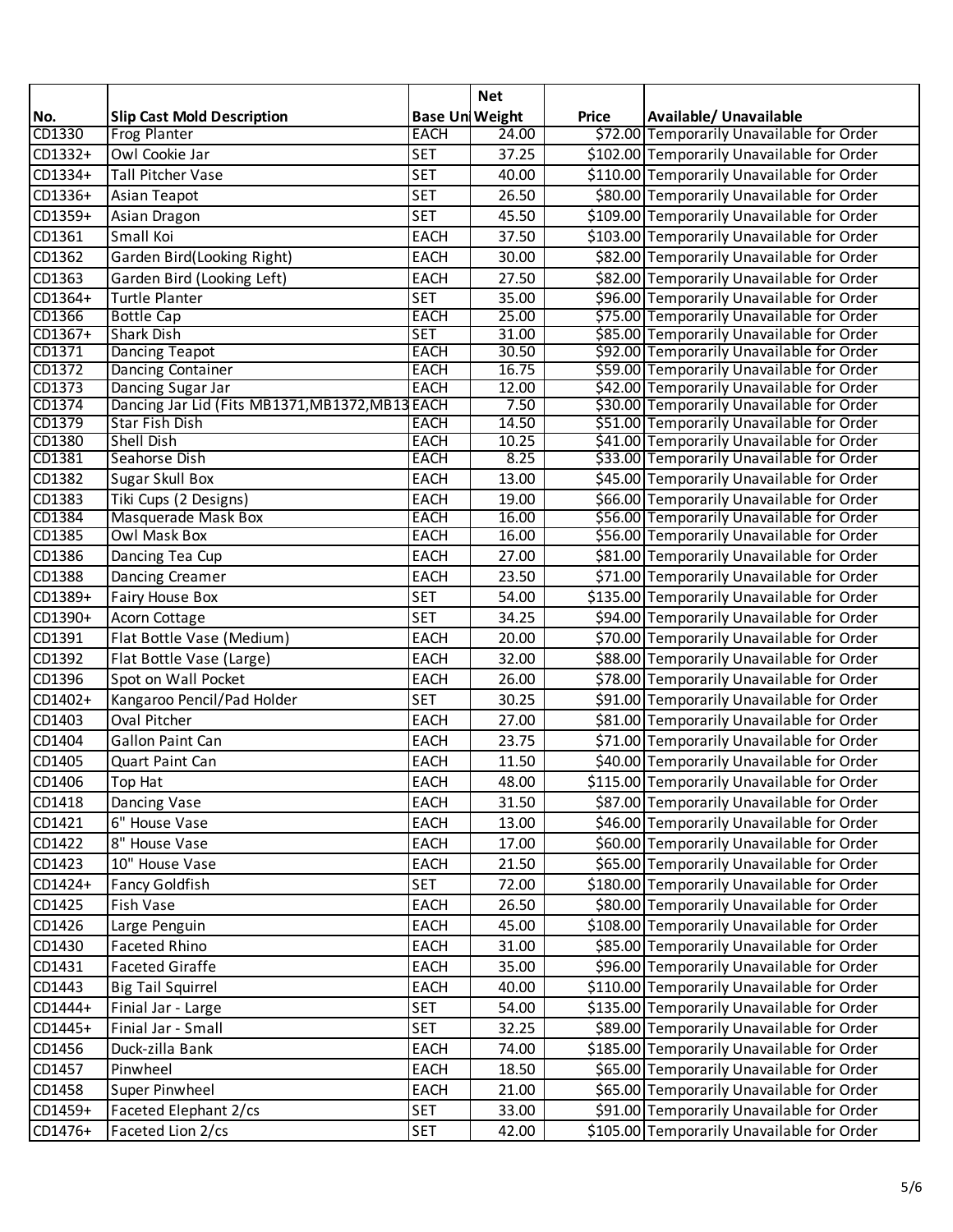| No. | Slip Cast Mold Description | Base Unit | Net Weight | Price | Available/ Unavailable |
|---|---|---|---|---|---|
| CD1330 | Frog Planter | EACH | 24.00 | $72.00 | Temporarily Unavailable for Order |
| CD1332+ | Owl Cookie Jar | SET | 37.25 | $102.00 | Temporarily Unavailable for Order |
| CD1334+ | Tall Pitcher Vase | SET | 40.00 | $110.00 | Temporarily Unavailable for Order |
| CD1336+ | Asian Teapot | SET | 26.50 | $80.00 | Temporarily Unavailable for Order |
| CD1359+ | Asian Dragon | SET | 45.50 | $109.00 | Temporarily Unavailable for Order |
| CD1361 | Small Koi | EACH | 37.50 | $103.00 | Temporarily Unavailable for Order |
| CD1362 | Garden Bird(Looking Right) | EACH | 30.00 | $82.00 | Temporarily Unavailable for Order |
| CD1363 | Garden Bird (Looking Left) | EACH | 27.50 | $82.00 | Temporarily Unavailable for Order |
| CD1364+ | Turtle Planter | SET | 35.00 | $96.00 | Temporarily Unavailable for Order |
| CD1366 | Bottle Cap | EACH | 25.00 | $75.00 | Temporarily Unavailable for Order |
| CD1367+ | Shark Dish | SET | 31.00 | $85.00 | Temporarily Unavailable for Order |
| CD1371 | Dancing Teapot | EACH | 30.50 | $92.00 | Temporarily Unavailable for Order |
| CD1372 | Dancing Container | EACH | 16.75 | $59.00 | Temporarily Unavailable for Order |
| CD1373 | Dancing Sugar Jar | EACH | 12.00 | $42.00 | Temporarily Unavailable for Order |
| CD1374 | Dancing Jar Lid (Fits MB1371,MB1372,MB13 | EACH | 7.50 | $30.00 | Temporarily Unavailable for Order |
| CD1379 | Star Fish Dish | EACH | 14.50 | $51.00 | Temporarily Unavailable for Order |
| CD1380 | Shell Dish | EACH | 10.25 | $41.00 | Temporarily Unavailable for Order |
| CD1381 | Seahorse Dish | EACH | 8.25 | $33.00 | Temporarily Unavailable for Order |
| CD1382 | Sugar Skull Box | EACH | 13.00 | $45.00 | Temporarily Unavailable for Order |
| CD1383 | Tiki Cups (2 Designs) | EACH | 19.00 | $66.00 | Temporarily Unavailable for Order |
| CD1384 | Masquerade Mask Box | EACH | 16.00 | $56.00 | Temporarily Unavailable for Order |
| CD1385 | Owl Mask Box | EACH | 16.00 | $56.00 | Temporarily Unavailable for Order |
| CD1386 | Dancing Tea Cup | EACH | 27.00 | $81.00 | Temporarily Unavailable for Order |
| CD1388 | Dancing Creamer | EACH | 23.50 | $71.00 | Temporarily Unavailable for Order |
| CD1389+ | Fairy House Box | SET | 54.00 | $135.00 | Temporarily Unavailable for Order |
| CD1390+ | Acorn Cottage | SET | 34.25 | $94.00 | Temporarily Unavailable for Order |
| CD1391 | Flat Bottle Vase (Medium) | EACH | 20.00 | $70.00 | Temporarily Unavailable for Order |
| CD1392 | Flat Bottle Vase (Large) | EACH | 32.00 | $88.00 | Temporarily Unavailable for Order |
| CD1396 | Spot on Wall Pocket | EACH | 26.00 | $78.00 | Temporarily Unavailable for Order |
| CD1402+ | Kangaroo Pencil/Pad Holder | SET | 30.25 | $91.00 | Temporarily Unavailable for Order |
| CD1403 | Oval Pitcher | EACH | 27.00 | $81.00 | Temporarily Unavailable for Order |
| CD1404 | Gallon Paint Can | EACH | 23.75 | $71.00 | Temporarily Unavailable for Order |
| CD1405 | Quart Paint Can | EACH | 11.50 | $40.00 | Temporarily Unavailable for Order |
| CD1406 | Top Hat | EACH | 48.00 | $115.00 | Temporarily Unavailable for Order |
| CD1418 | Dancing Vase | EACH | 31.50 | $87.00 | Temporarily Unavailable for Order |
| CD1421 | 6" House Vase | EACH | 13.00 | $46.00 | Temporarily Unavailable for Order |
| CD1422 | 8" House Vase | EACH | 17.00 | $60.00 | Temporarily Unavailable for Order |
| CD1423 | 10" House Vase | EACH | 21.50 | $65.00 | Temporarily Unavailable for Order |
| CD1424+ | Fancy Goldfish | SET | 72.00 | $180.00 | Temporarily Unavailable for Order |
| CD1425 | Fish Vase | EACH | 26.50 | $80.00 | Temporarily Unavailable for Order |
| CD1426 | Large Penguin | EACH | 45.00 | $108.00 | Temporarily Unavailable for Order |
| CD1430 | Faceted Rhino | EACH | 31.00 | $85.00 | Temporarily Unavailable for Order |
| CD1431 | Faceted Giraffe | EACH | 35.00 | $96.00 | Temporarily Unavailable for Order |
| CD1443 | Big Tail Squirrel | EACH | 40.00 | $110.00 | Temporarily Unavailable for Order |
| CD1444+ | Finial Jar - Large | SET | 54.00 | $135.00 | Temporarily Unavailable for Order |
| CD1445+ | Finial Jar - Small | SET | 32.25 | $89.00 | Temporarily Unavailable for Order |
| CD1456 | Duck-zilla Bank | EACH | 74.00 | $185.00 | Temporarily Unavailable for Order |
| CD1457 | Pinwheel | EACH | 18.50 | $65.00 | Temporarily Unavailable for Order |
| CD1458 | Super Pinwheel | EACH | 21.00 | $65.00 | Temporarily Unavailable for Order |
| CD1459+ | Faceted Elephant 2/cs | SET | 33.00 | $91.00 | Temporarily Unavailable for Order |
| CD1476+ | Faceted Lion 2/cs | SET | 42.00 | $105.00 | Temporarily Unavailable for Order |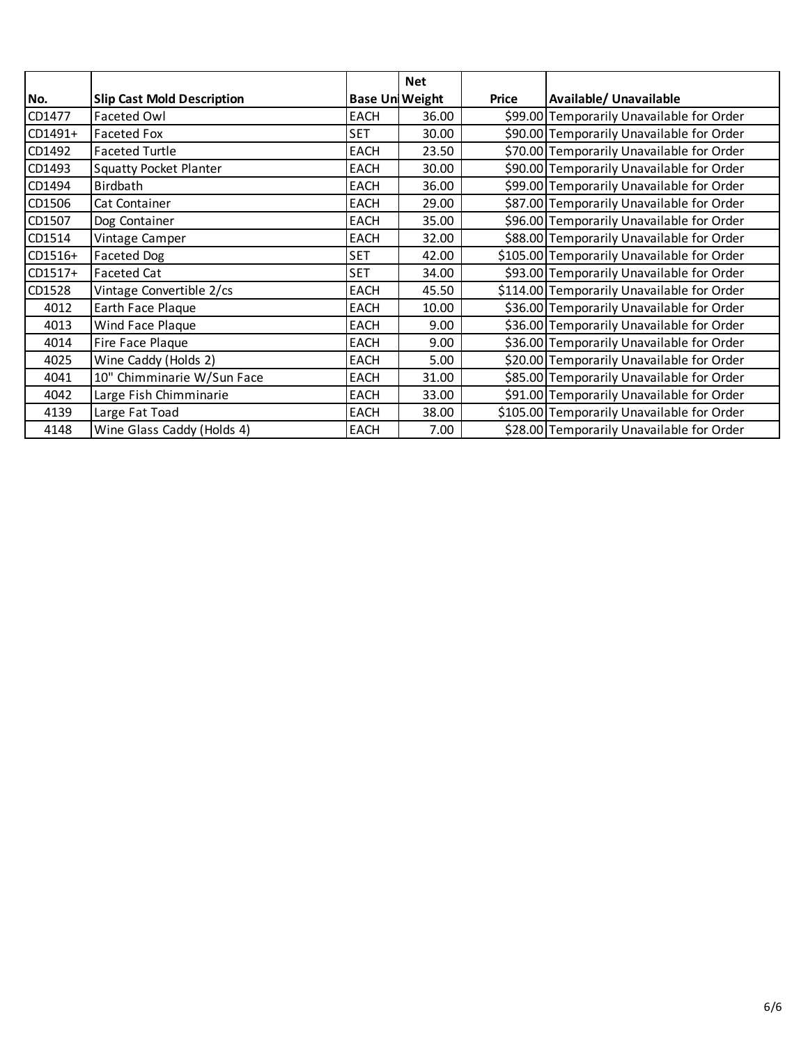| No. | Slip Cast Mold Description | Base Uni | Net Weight | Price | Available/ Unavailable |
|---|---|---|---|---|---|
| CD1477 | Faceted Owl | EACH | 36.00 | $99.00 | Temporarily Unavailable for Order |
| CD1491+ | Faceted Fox | SET | 30.00 | $90.00 | Temporarily Unavailable for Order |
| CD1492 | Faceted Turtle | EACH | 23.50 | $70.00 | Temporarily Unavailable for Order |
| CD1493 | Squatty Pocket Planter | EACH | 30.00 | $90.00 | Temporarily Unavailable for Order |
| CD1494 | Birdbath | EACH | 36.00 | $99.00 | Temporarily Unavailable for Order |
| CD1506 | Cat Container | EACH | 29.00 | $87.00 | Temporarily Unavailable for Order |
| CD1507 | Dog Container | EACH | 35.00 | $96.00 | Temporarily Unavailable for Order |
| CD1514 | Vintage Camper | EACH | 32.00 | $88.00 | Temporarily Unavailable for Order |
| CD1516+ | Faceted Dog | SET | 42.00 | $105.00 | Temporarily Unavailable for Order |
| CD1517+ | Faceted Cat | SET | 34.00 | $93.00 | Temporarily Unavailable for Order |
| CD1528 | Vintage Convertible 2/cs | EACH | 45.50 | $114.00 | Temporarily Unavailable for Order |
| 4012 | Earth Face Plaque | EACH | 10.00 | $36.00 | Temporarily Unavailable for Order |
| 4013 | Wind Face Plaque | EACH | 9.00 | $36.00 | Temporarily Unavailable for Order |
| 4014 | Fire Face Plaque | EACH | 9.00 | $36.00 | Temporarily Unavailable for Order |
| 4025 | Wine Caddy (Holds 2) | EACH | 5.00 | $20.00 | Temporarily Unavailable for Order |
| 4041 | 10" Chimminarie W/Sun Face | EACH | 31.00 | $85.00 | Temporarily Unavailable for Order |
| 4042 | Large Fish Chimminarie | EACH | 33.00 | $91.00 | Temporarily Unavailable for Order |
| 4139 | Large Fat Toad | EACH | 38.00 | $105.00 | Temporarily Unavailable for Order |
| 4148 | Wine Glass Caddy (Holds 4) | EACH | 7.00 | $28.00 | Temporarily Unavailable for Order |